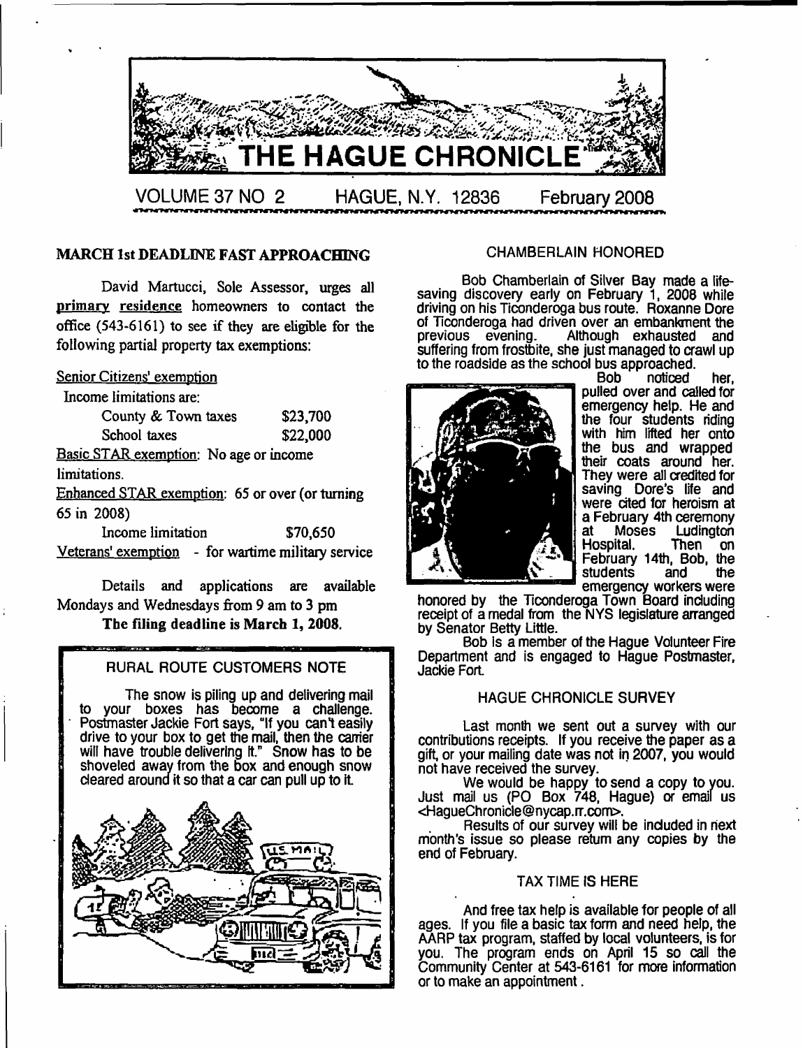# THE HAGUE CHRONICLE

VOLUME 37 NO 2 HAGUE, N.Y. 12836 February 2008

## MARCH 1st DEADLINE FAST APPROACHING

David Martucci, Sole Assessor, urges all primary residence homeowners to contact the office (543-6161) to see if they are eligible for the following partial property tax exemptions:

Senior Citizens' exemption

Income limitations are:

| | |
|---|---|
| County & Town taxes | $23,700 |
| School taxes | $22,000 |

Basic STAR exemption: No age or income limitations.

Enhanced STAR exemption: 65 or over (or turning 65 in 2008)

Income limitation $70,650

Veterans' exemption - for wartime military service

Details and applications are available Mondays and Wednesdays from 9 am to 3 pm

**The filing deadline is March 1, 2008.**

## RURAL ROUTE CUSTOMERS NOTE

The snow is piling up and delivering mail to your boxes has become a challenge. Postmaster Jackie Fort says, "If you can't easily drive to your box to get the mail, then the carrier will have trouble delivering it." Snow has to be shoveled away from the box and enough snow cleared around it so that a car can pull up to it.

## CHAMBERLAIN HONORED

Bob Chamberlain of Silver Bay made a life-saving discovery early on February 1, 2008 while driving on his Ticonderoga bus route. Roxanne Dore of Ticonderoga had driven over an embankment the previous evening. Although exhausted and suffering from frostbite, she just managed to crawl up to the roadside as the school bus approached.

Bob noticed her, pulled over and called for emergency help. He and the four students riding with him lifted her onto the bus and wrapped their coats around her. They were all credited for saving Dore's life and were cited for heroism at a February 4th ceremony at Moses Ludington Hospital. Then on February 14th, Bob, the students and the emergency workers were honored by the Ticonderoga Town Board including receipt of a medal from the NYS legislature arranged by Senator Betty Little.

Bob is a member of the Hague Volunteer Fire Department and is engaged to Hague Postmaster, Jackie Fort.

## HAGUE CHRONICLE SURVEY

Last month we sent out a survey with our contributions receipts. If you receive the paper as a gift, or your mailing date was not in 2007, you would not have received the survey.

We would be happy to send a copy to you. Just mail us (PO Box 748, Hague) or email us <HagueChronicle@nycap.rr.com>.

Results of our survey will be included in next month's issue so please return any copies by the end of February.

## TAX TIME IS HERE

And free tax help is available for people of all ages. If you file a basic tax form and need help, the AARP tax program, staffed by local volunteers, is for you. The program ends on April 15 so call the Community Center at 543-6161 for more information or to make an appointment.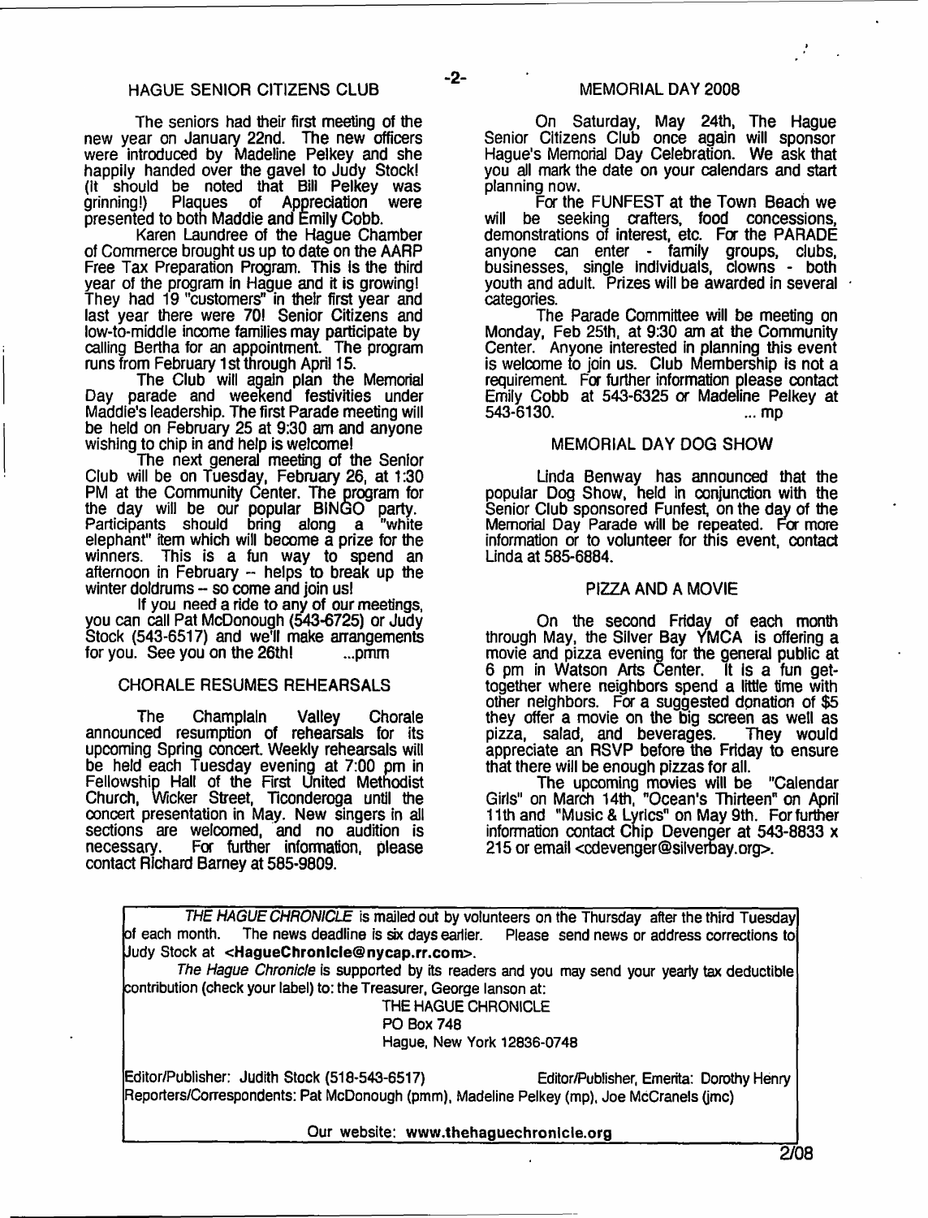## HAGUE SENIOR CITIZENS CLUB

The seniors had their first meeting of the new year on January 22nd. The new officers were introduced by Madeline Pelkey and she happily handed over the gavel to Judy Stock! (It should be noted that Bill Pelkey was grinning!) Plaques of Appreciation were presented to both Maddie and Emily Cobb.

Karen Laundree of the Hague Chamber of Commerce brought us up to date on the AARP Free Tax Preparation Program. This is the third year of the program in Hague and it is growing! They had 19 "customers" in their first year and last year there were 70! Senior Citizens and low-to-middle income families may participate by calling Bertha for an appointment. The program runs from February 1st through April 15.

The Club will again plan the Memorial Day parade and weekend festivities under Maddie's leadership. The first Parade meeting will be held on February 25 at 9:30 am and anyone wishing to chip in and help is welcome!

The next general meeting of the Senior Club will be on Tuesday, February 26, at 1:30 PM at the Community Center. The program for the day will be our popular BINGO party. Participants should bring along a "white elephant" item which will become a prize for the winners. This is a fun way to spend an afternoon in February -- helps to break up the winter doldrums -- so come and join us!

If you need a ride to any of our meetings, you can call Pat McDonough (543-6725) or Judy Stock (543-6517) and we'll make arrangements for you. See you on the 26th! ...pmm

## CHORALE RESUMES REHEARSALS

The Champlain Valley Chorale announced resumption of rehearsals for its upcoming Spring concert. Weekly rehearsals will be held each Tuesday evening at 7:00 pm in Fellowship Hall of the First United Methodist Church, Wicker Street, Ticonderoga until the concert presentation in May. New singers in all sections are welcomed, and no audition is necessary. For further information, please contact Richard Barney at 585-9809.

## MEMORIAL DAY 2008

On Saturday, May 24th, The Hague Senior Citizens Club once again will sponsor Hague's Memorial Day Celebration. We ask that you all mark the date on your calendars and start planning now.

For the FUNFEST at the Town Beach we will be seeking crafters, food concessions, demonstrations of interest, etc. For the PARADE anyone can enter - family groups, clubs, businesses, single individuals, clowns - both youth and adult. Prizes will be awarded in several categories.

The Parade Committee will be meeting on Monday, Feb 25th, at 9:30 am at the Community Center. Anyone interested in planning this event is welcome to join us. Club Membership is not a requirement. For further information please contact Emily Cobb at 543-6325 or Madeline Pelkey at 543-6130. ... mp

## MEMORIAL DAY DOG SHOW

Linda Benway has announced that the popular Dog Show, held in conjunction with the Senior Club sponsored Funfest, on the day of the Memorial Day Parade will be repeated. For more information or to volunteer for this event, contact Linda at 585-6884.

## PIZZA AND A MOVIE

On the second Friday of each month through May, the Silver Bay YMCA is offering a movie and pizza evening for the general public at 6 pm in Watson Arts Center. It is a fun get-together where neighbors spend a little time with other neighbors. For a suggested donation of $5 they offer a movie on the big screen as well as pizza, salad, and beverages. They would appreciate an RSVP before the Friday to ensure that there will be enough pizzas for all.

The upcoming movies will be "Calendar Girls" on March 14th, "Ocean's Thirteen" on April 11th and "Music & Lyrics" on May 9th. For further information contact Chip Devenger at 543-8833 x 215 or email <cdevenger@silverbay.org>.

---

*THE HAGUE CHRONICLE* is mailed out by volunteers on the Thursday after the third Tuesday of each month. The news deadline is six days earlier. Please send news or address corrections to Judy Stock at **<HagueChronicle@nycap.rr.com>**.

*The Hague Chronicle* is supported by its readers and you may send your yearly tax deductible contribution (check your label) to: the Treasurer, George Ianson at:

THE HAGUE CHRONICLE
PO Box 748
Hague, New York 12836-0748

Editor/Publisher: Judith Stock (518-543-6517) Editor/Publisher, Emerita: Dorothy Henry
Reporters/Correspondents: Pat McDonough (pmm), Madeline Pelkey (mp), Joe McCranels (jmc)

Our website: **www.thehaguechronicle.org**

2/08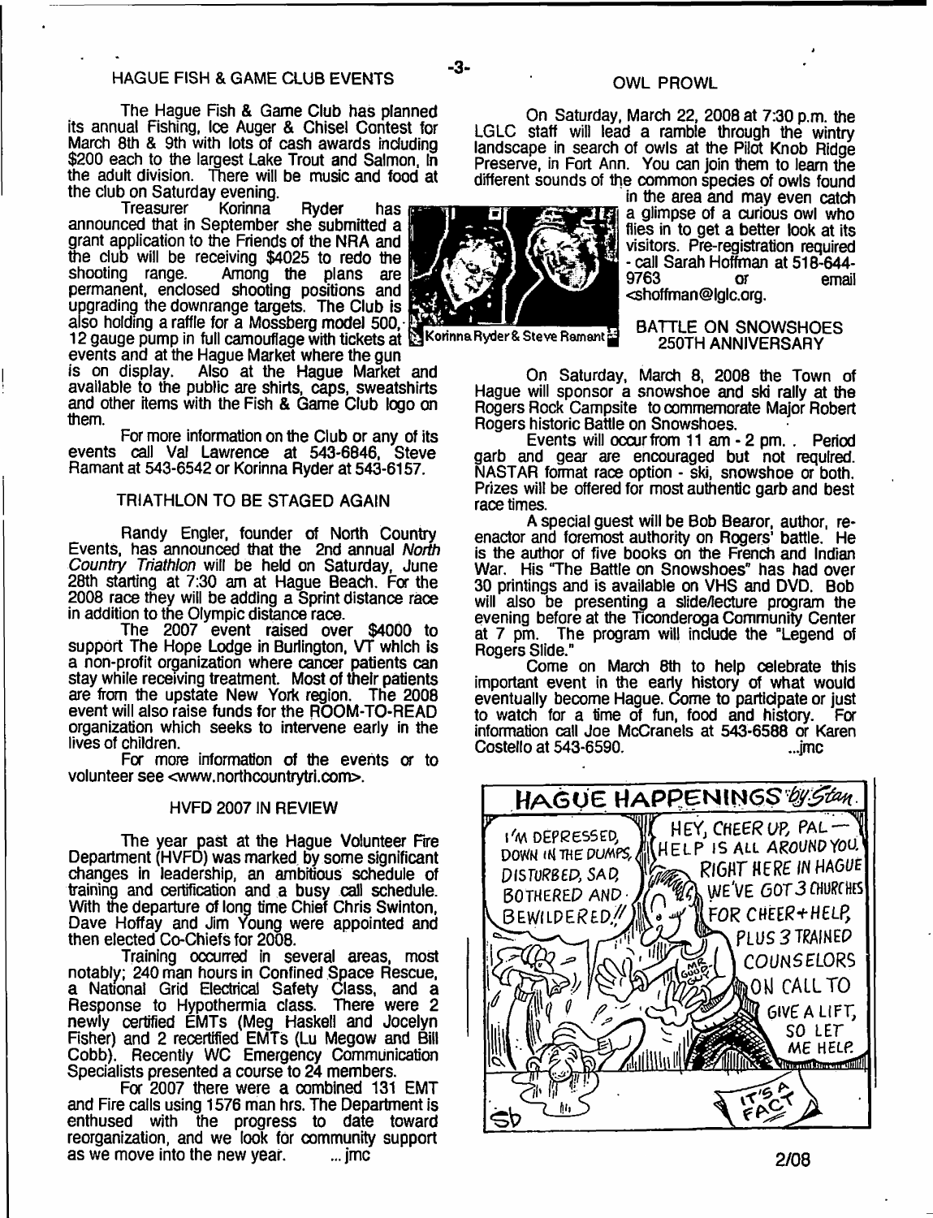## HAGUE FISH & GAME CLUB EVENTS

The Hague Fish & Game Club has planned its annual Fishing, Ice Auger & Chisel Contest for March 8th & 9th with lots of cash awards including $200 each to the largest Lake Trout and Salmon, in the adult division. There will be music and food at the club on Saturday evening.

Treasurer Korinna Ryder has announced that in September she submitted a grant application to the Friends of the NRA and the club will be receiving $4025 to redo the shooting range. Among the plans are permanent, enclosed shooting positions and upgrading the downrange targets. The Club is also holding a raffle for a Mossberg model 500, 12 gauge pump in full camouflage with tickets at events and at the Hague Market where the gun is on display. Also at the Hague Market and available to the public are shirts, caps, sweatshirts and other items with the Fish & Game Club logo on them.

Korinna Ryder & Steve Ramant

For more information on the Club or any of its events call Val Lawrence at 543-6846, Steve Ramant at 543-6542 or Korinna Ryder at 543-6157.

## TRIATHLON TO BE STAGED AGAIN

Randy Engler, founder of North Country Events, has announced that the 2nd annual *North Country Triathlon* will be held on Saturday, June 28th starting at 7:30 am at Hague Beach. For the 2008 race they will be adding a Sprint distance race in addition to the Olympic distance race.

The 2007 event raised over $4000 to support The Hope Lodge in Burlington, VT which is a non-profit organization where cancer patients can stay while receiving treatment. Most of their patients are from the upstate New York region. The 2008 event will also raise funds for the ROOM-TO-READ organization which seeks to intervene early in the lives of children.

For more information of the events or to volunteer see <www.northcountrytri.com>.

## HVFD 2007 IN REVIEW

The year past at the Hague Volunteer Fire Department (HVFD) was marked by some significant changes in leadership, an ambitious schedule of training and certification and a busy call schedule. With the departure of long time Chief Chris Swinton, Dave Hoffay and Jim Young were appointed and then elected Co-Chiefs for 2008.

Training occurred in several areas, most notably; 240 man hours in Confined Space Rescue, a National Grid Electrical Safety Class, and a Response to Hypothermia class. There were 2 newly certified EMTs (Meg Haskell and Jocelyn Fisher) and 2 recertified EMTs (Lu Megow and Bill Cobb). Recently WC Emergency Communication Specialists presented a course to 24 members.

For 2007 there were a combined 131 EMT and Fire calls using 1576 man hrs. The Department is enthused with the progress to date toward reorganization, and we look for community support as we move into the new year. ...jmc

## OWL PROWL

On Saturday, March 22, 2008 at 7:30 p.m. the LGLC staff will lead a ramble through the wintry landscape in search of owls at the Pilot Knob Ridge Preserve, in Fort Ann. You can join them to learn the different sounds of the common species of owls found in the area and may even catch a glimpse of a curious owl who flies in to get a better look at its visitors. Pre-registration required - call Sarah Hoffman at 518-644-9763 or email <shoffman@lglc.org.

## BATTLE ON SNOWSHOES 250TH ANNIVERSARY

On Saturday, March 8, 2008 the Town of Hague will sponsor a snowshoe and ski rally at the Rogers Rock Campsite to commemorate Major Robert Rogers historic Battle on Snowshoes.

Events will occur from 11 am - 2 pm. Period garb and gear are encouraged but not required. NASTAR format race option - ski, snowshoe or both. Prizes will be offered for most authentic garb and best race times.

A special guest will be Bob Bearor, author, re-enactor and foremost authority on Rogers' battle. He is the author of five books on the French and Indian War. His "The Battle on Snowshoes" has had over 30 printings and is available on VHS and DVD. Bob will also be presenting a slide/lecture program the evening before at the Ticonderoga Community Center at 7 pm. The program will include the "Legend of Rogers Slide."

Come on March 8th to help celebrate this important event in the early history of what would eventually become Hague. Come to participate or just to watch for a time of fun, food and history. For information call Joe McCranels at 543-6588 or Karen Costello at 543-6590. ...jmc

2/08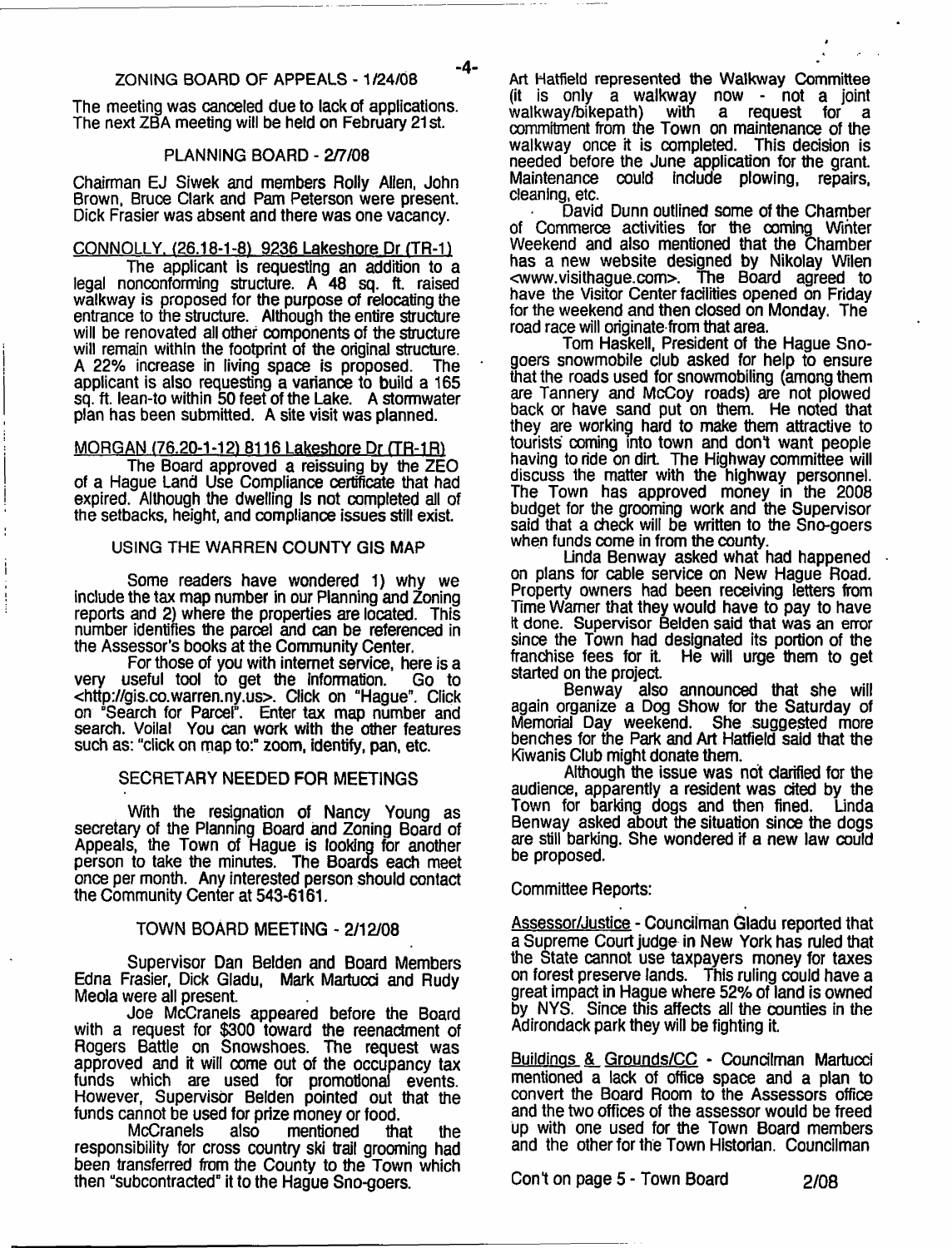## ZONING BOARD OF APPEALS - 1/24/08

The meeting was canceled due to lack of applications. The next ZBA meeting will be held on February 21st.

## PLANNING BOARD - 2/7/08

Chairman EJ Siwek and members Rolly Allen, John Brown, Bruce Clark and Pam Peterson were present. Dick Frasier was absent and there was one vacancy.

CONNOLLY, (26.18-1-8) 9236 Lakeshore Dr (TR-1)

The applicant is requesting an addition to a legal nonconforming structure. A 48 sq. ft. raised walkway is proposed for the purpose of relocating the entrance to the structure. Although the entire structure will be renovated all other components of the structure will remain within the footprint of the original structure. A 22% increase in living space is proposed. The applicant is also requesting a variance to build a 165 sq. ft. lean-to within 50 feet of the Lake. A stormwater plan has been submitted. A site visit was planned.

MORGAN (76.20-1-12) 8116 Lakeshore Dr (TR-1R)

The Board approved a reissuing by the ZEO of a Hague Land Use Compliance certificate that had expired. Although the dwelling is not completed all of the setbacks, height, and compliance issues still exist.

## USING THE WARREN COUNTY GIS MAP

Some readers have wondered 1) why we include the tax map number in our Planning and Zoning reports and 2) where the properties are located. This number identifies the parcel and can be referenced in the Assessor's books at the Community Center.

For those of you with internet service, here is a very useful tool to get the information. Go to <http://gis.co.warren.ny.us>. Click on "Hague". Click on "Search for Parcel". Enter tax map number and search. Voila! You can work with the other features such as: "click on map to:" zoom, identify, pan, etc.

## SECRETARY NEEDED FOR MEETINGS

With the resignation of Nancy Young as secretary of the Planning Board and Zoning Board of Appeals, the Town of Hague is looking for another person to take the minutes. The Boards each meet once per month. Any interested person should contact the Community Center at 543-6161.

## TOWN BOARD MEETING - 2/12/08

Supervisor Dan Belden and Board Members Edna Frasier, Dick Gladu, Mark Martucci and Rudy Meola were all present.

Joe McCranels appeared before the Board with a request for $300 toward the reenactment of Rogers Battle on Snowshoes. The request was approved and it will come out of the occupancy tax funds which are used for promotional events. However, Supervisor Belden pointed out that the funds cannot be used for prize money or food.

McCranels also mentioned that the responsibility for cross country ski trail grooming had been transferred from the County to the Town which then "subcontracted" it to the Hague Sno-goers.

Art Hatfield represented the Walkway Committee (it is only a walkway now - not a joint walkway/bikepath) with a request for a commitment from the Town on maintenance of the walkway once it is completed. This decision is needed before the June application for the grant. Maintenance could include plowing, repairs, cleaning, etc.

David Dunn outlined some of the Chamber of Commerce activities for the coming Winter Weekend and also mentioned that the Chamber has a new website designed by Nikolay Wilen <www.visithague.com>. The Board agreed to have the Visitor Center facilities opened on Friday for the weekend and then closed on Monday. The road race will originate from that area.

Tom Haskell, President of the Hague Sno-goers snowmobile club asked for help to ensure that the roads used for snowmobiling (among them are Tannery and McCoy roads) are not plowed back or have sand put on them. He noted that they are working hard to make them attractive to tourists coming into town and don't want people having to ride on dirt. The Highway committee will discuss the matter with the highway personnel. The Town has approved money in the 2008 budget for the grooming work and the Supervisor said that a check will be written to the Sno-goers when funds come in from the county.

Linda Benway asked what had happened on plans for cable service on New Hague Road. Property owners had been receiving letters from Time Warner that they would have to pay to have it done. Supervisor Belden said that was an error since the Town had designated its portion of the franchise fees for it. He will urge them to get started on the project.

Benway also announced that she will again organize a Dog Show for the Saturday of Memorial Day weekend. She suggested more benches for the Park and Art Hatfield said that the Kiwanis Club might donate them.

Although the issue was not clarified for the audience, apparently a resident was cited by the Town for barking dogs and then fined. Linda Benway asked about the situation since the dogs are still barking. She wondered if a new law could be proposed.

Committee Reports:

Assessor/Justice - Councilman Gladu reported that a Supreme Court judge in New York has ruled that the State cannot use taxpayers money for taxes on forest preserve lands. This ruling could have a great impact in Hague where 52% of land is owned by NYS. Since this affects all the counties in the Adirondack park they will be fighting it.

Buildings & Grounds/CC - Councilman Martucci mentioned a lack of office space and a plan to convert the Board Room to the Assessors office and the two offices of the assessor would be freed up with one used for the Town Board members and the other for the Town Historian. Councilman

Con't on page 5 - Town Board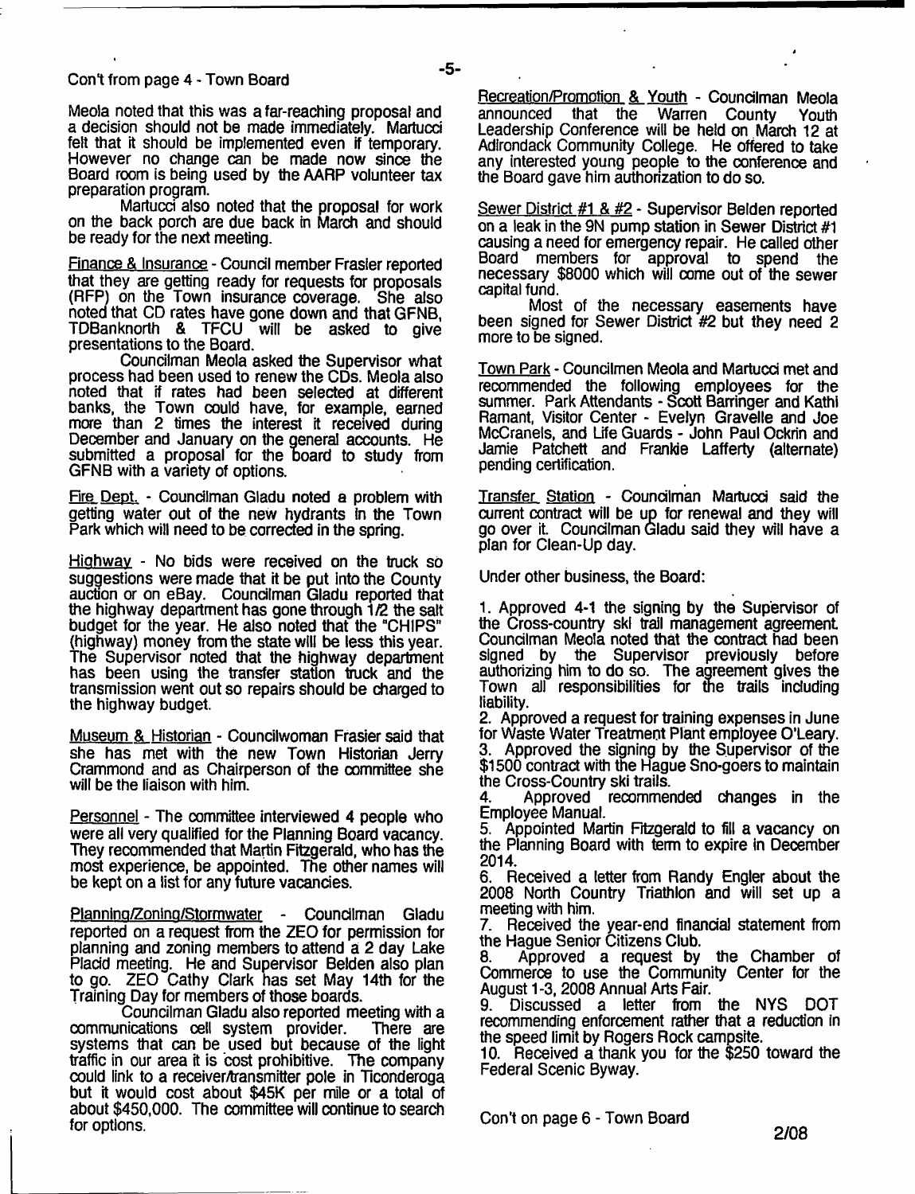Con't from page 4 - Town Board

Meola noted that this was a far-reaching proposal and a decision should not be made immediately. Martucci felt that it should be implemented even if temporary. However no change can be made now since the Board room is being used by the AARP volunteer tax preparation program.

Martucci also noted that the proposal for work on the back porch are due back in March and should be ready for the next meeting.

Finance & Insurance - Council member Frasier reported that they are getting ready for requests for proposals (RFP) on the Town insurance coverage. She also noted that CD rates have gone down and that GFNB, TDBanknorth & TFCU will be asked to give presentations to the Board.

Councilman Meola asked the Supervisor what process had been used to renew the CDs. Meola also noted that if rates had been selected at different banks, the Town could have, for example, earned more than 2 times the interest it received during December and January on the general accounts. He submitted a proposal for the board to study from GFNB with a variety of options.

Fire Dept. - Councilman Gladu noted a problem with getting water out of the new hydrants in the Town Park which will need to be corrected in the spring.

Highway - No bids were received on the truck so suggestions were made that it be put into the County auction or on eBay. Councilman Gladu reported that the highway department has gone through 1/2 the salt budget for the year. He also noted that the "CHIPS" (highway) money from the state will be less this year. The Supervisor noted that the highway department has been using the transfer station truck and the transmission went out so repairs should be charged to the highway budget.

Museum & Historian - Councilwoman Frasier said that she has met with the new Town Historian Jerry Crammond and as Chairperson of the committee she will be the liaison with him.

Personnel - The committee interviewed 4 people who were all very qualified for the Planning Board vacancy. They recommended that Martin Fitzgerald, who has the most experience, be appointed. The other names will be kept on a list for any future vacancies.

Planning/Zoning/Stormwater - Councilman Gladu reported on a request from the ZEO for permission for planning and zoning members to attend a 2 day Lake Placid meeting. He and Supervisor Belden also plan to go. ZEO Cathy Clark has set May 14th for the Training Day for members of those boards.

Councilman Gladu also reported meeting with a communications cell system provider. There are systems that can be used but because of the light traffic in our area it is cost prohibitive. The company could link to a receiver/transmitter pole in Ticonderoga but it would cost about $45K per mile or a total of about $450,000. The committee will continue to search for options.

Recreation/Promotion & Youth - Councilman Meola announced that the Warren County Youth Leadership Conference will be held on March 12 at Adirondack Community College. He offered to take any interested young people to the conference and the Board gave him authorization to do so.

Sewer District #1 & #2 - Supervisor Belden reported on a leak in the 9N pump station in Sewer District #1 causing a need for emergency repair. He called other Board members for approval to spend the necessary $8000 which will come out of the sewer capital fund.

Most of the necessary easements have been signed for Sewer District #2 but they need 2 more to be signed.

Town Park - Councilmen Meola and Martucci met and recommended the following employees for the summer. Park Attendants - Scott Barringer and Kathi Ramant, Visitor Center - Evelyn Gravelle and Joe McCranels, and Life Guards - John Paul Ockrin and Jamie Patchett and Frankie Lafferty (alternate) pending certification.

Transfer Station - Councilman Martucci said the current contract will be up for renewal and they will go over it. Councilman Gladu said they will have a plan for Clean-Up day.

Under other business, the Board:

1. Approved 4-1 the signing by the Supervisor of the Cross-country ski trail management agreement. Councilman Meola noted that the contract had been signed by the Supervisor previously before authorizing him to do so. The agreement gives the Town all responsibilities for the trails including liability.
2. Approved a request for training expenses in June for Waste Water Treatment Plant employee O'Leary.
3. Approved the signing by the Supervisor of the $1500 contract with the Hague Sno-goers to maintain the Cross-Country ski trails.
4. Approved recommended changes in the Employee Manual.
5. Appointed Martin Fitzgerald to fill a vacancy on the Planning Board with term to expire in December 2014.
6. Received a letter from Randy Engler about the 2008 North Country Triathlon and will set up a meeting with him.
7. Received the year-end financial statement from the Hague Senior Citizens Club.
8. Approved a request by the Chamber of Commerce to use the Community Center for the August 1-3, 2008 Annual Arts Fair.
9. Discussed a letter from the NYS DOT recommending enforcement rather that a reduction in the speed limit by Rogers Rock campsite.
10. Received a thank you for the $250 toward the Federal Scenic Byway.

Con't on page 6 - Town Board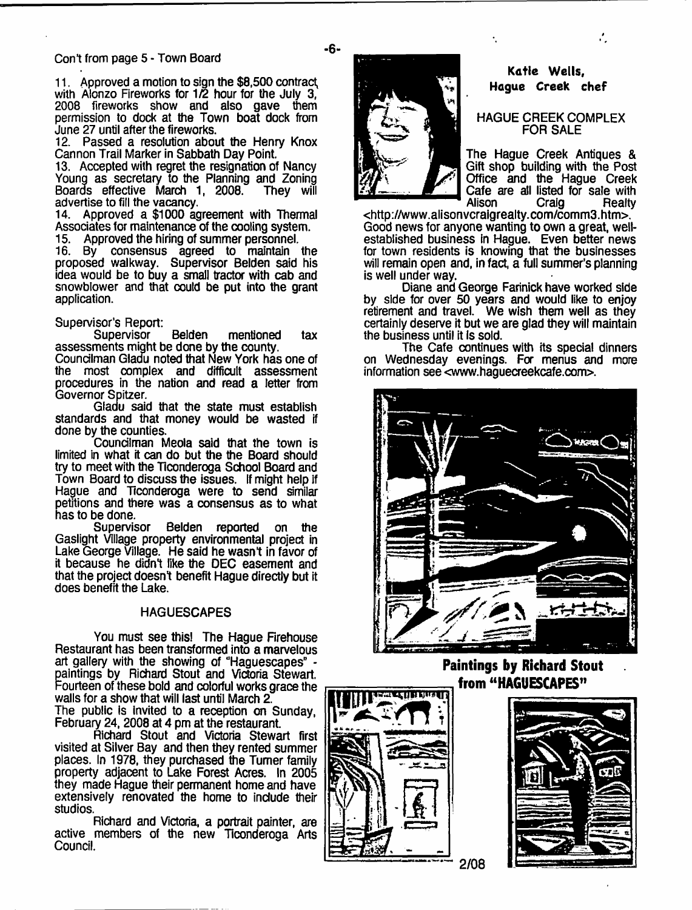Con't from page 5 - Town Board

11. Approved a motion to sign the $8,500 contract with Alonzo Fireworks for 1/2 hour for the July 3, 2008 fireworks show and also gave them permission to dock at the Town boat dock from June 27 until after the fireworks.

12. Passed a resolution about the Henry Knox Cannon Trail Marker in Sabbath Day Point.

13. Accepted with regret the resignation of Nancy Young as secretary to the Planning and Zoning Boards effective March 1, 2008. They will advertise to fill the vacancy.

14. Approved a $1000 agreement with Thermal Associates for maintenance of the cooling system.

15. Approved the hiring of summer personnel.

16. By consensus agreed to maintain the proposed walkway. Supervisor Belden said his idea would be to buy a small tractor with cab and snowblower and that could be put into the grant application.

Supervisor's Report:

Supervisor Belden mentioned tax assessments might be done by the county.

Councilman Gladu noted that New York has one of the most complex and difficult assessment procedures in the nation and read a letter from Governor Spitzer.

Gladu said that the state must establish standards and that money would be wasted if done by the counties.

Councilman Meola said that the town is limited in what it can do but the the Board should try to meet with the Ticonderoga School Board and Town Board to discuss the issues. If might help if Hague and Ticonderoga were to send similar petitions and there was a consensus as to what has to be done.

Supervisor Belden reported on the Gaslight Village property environmental project in Lake George Village. He said he wasn't in favor of it because he didn't like the DEC easement and that the project doesn't benefit Hague directly but it does benefit the Lake.

## HAGUESCAPES

You must see this! The Hague Firehouse Restaurant has been transformed into a marvelous art gallery with the showing of "Haguescapes" - paintings by Richard Stout and Victoria Stewart. Fourteen of these bold and colorful works grace the walls for a show that will last until March 2.

The public is invited to a reception on Sunday, February 24, 2008 at 4 pm at the restaurant.

Richard Stout and Victoria Stewart first visited at Silver Bay and then they rented summer places. In 1978, they purchased the Turner family property adjacent to Lake Forest Acres. In 2005 they made Hague their permanent home and have extensively renovated the home to include their studios.

Richard and Victoria, a portrait painter, are active members of the new Ticonderoga Arts Council.

**Katie Wells, Hague Creek chef**

## HAGUE CREEK COMPLEX FOR SALE

The Hague Creek Antiques & Gift shop building with the Post Office and the Hague Creek Cafe are all listed for sale with Alison Craig Realty <http://www.alisonvcraigrealty.com/comm3.htm>. Good news for anyone wanting to own a great, well-established business in Hague. Even better news for town residents is knowing that the businesses will remain open and, in fact, a full summer's planning is well under way.

Diane and George Farinick have worked side by side for over 50 years and would like to enjoy retirement and travel. We wish them well as they certainly deserve it but we are glad they will maintain the business until it is sold.

The Cafe continues with its special dinners on Wednesday evenings. For menus and more information see <www.haguecreekcafe.com>.

**Paintings by Richard Stout from "HAGUESCAPES"**

2/08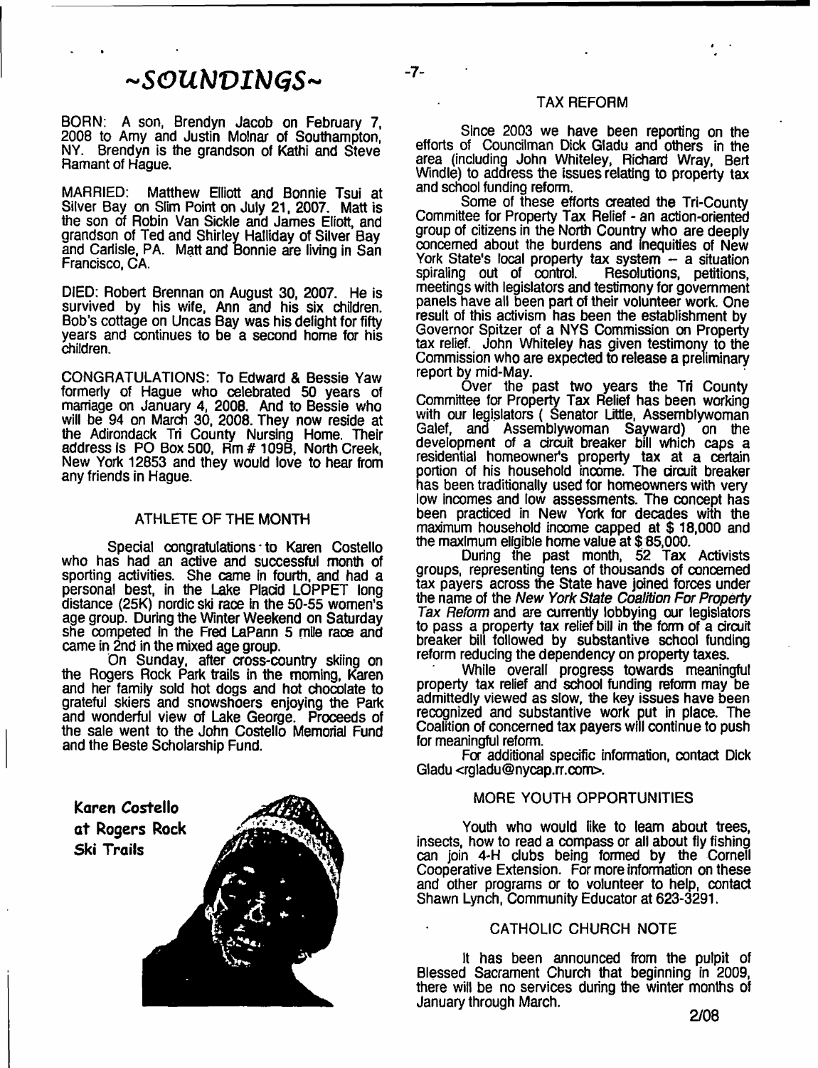# ~SOUNDINGS~

BORN: A son, Brendyn Jacob on February 7, 2008 to Amy and Justin Molnar of Southampton, NY. Brendyn is the grandson of Kathi and Steve Ramant of Hague.

MARRIED: Matthew Elliott and Bonnie Tsui at Silver Bay on Slim Point on July 21, 2007. Matt is the son of Robin Van Sickle and James Eliott, and grandson of Ted and Shirley Halliday of Silver Bay and Carlisle, PA. Matt and Bonnie are living in San Francisco, CA.

DIED: Robert Brennan on August 30, 2007. He is survived by his wife, Ann and his six children. Bob's cottage on Uncas Bay was his delight for fifty years and continues to be a second home for his children.

CONGRATULATIONS: To Edward & Bessie Yaw formerly of Hague who celebrated 50 years of marriage on January 4, 2008. And to Bessie who will be 94 on March 30, 2008. They now reside at the Adirondack Tri County Nursing Home. Their address is PO Box 500, Rm # 109B, North Creek, New York 12853 and they would love to hear from any friends in Hague.

## ATHLETE OF THE MONTH

Special congratulations to Karen Costello who has had an active and successful month of sporting activities. She came in fourth, and had a personal best, in the Lake Placid LOPPET long distance (25K) nordic ski race in the 50-55 women's age group. During the Winter Weekend on Saturday she competed in the Fred LaPann 5 mile race and came in 2nd in the mixed age group.

On Sunday, after cross-country skiing on the Rogers Rock Park trails in the morning, Karen and her family sold hot dogs and hot chocolate to grateful skiers and snowshoers enjoying the Park and wonderful view of Lake George. Proceeds of the sale went to the John Costello Memorial Fund and the Beste Scholarship Fund.

Karen Costello at Rogers Rock Ski Trails

## TAX REFORM

Since 2003 we have been reporting on the efforts of Councilman Dick Gladu and others in the area (including John Whiteley, Richard Wray, Bert Windle) to address the issues relating to property tax and school funding reform.

Some of these efforts created the Tri-County Committee for Property Tax Relief - an action-oriented group of citizens in the North Country who are deeply concerned about the burdens and inequities of New York State's local property tax system -- a situation spiraling out of control. Resolutions, petitions, meetings with legislators and testimony for government panels have all been part of their volunteer work. One result of this activism has been the establishment by Governor Spitzer of a NYS Commission on Property tax relief. John Whiteley has given testimony to the Commission who are expected to release a preliminary report by mid-May.

Over the past two years the Tri County Committee for Property Tax Relief has been working with our legislators ( Senator Little, Assemblywoman Galef, and Assemblywoman Sayward) on the development of a circuit breaker bill which caps a residential homeowner's property tax at a certain portion of his household income. The circuit breaker has been traditionally used for homeowners with very low incomes and low assessments. The concept has been practiced in New York for decades with the maximum household income capped at $ 18,000 and the maximum eligible home value at $ 85,000.

During the past month, 52 Tax Activists groups, representing tens of thousands of concerned tax payers across the State have joined forces under the name of the *New York State Coalition For Property Tax Reform* and are currently lobbying our legislators to pass a property tax relief bill in the form of a circuit breaker bill followed by substantive school funding reform reducing the dependency on property taxes.

While overall progress towards meaningful property tax relief and school funding reform may be admittedly viewed as slow, the key issues have been recognized and substantive work put in place. The Coalition of concerned tax payers will continue to push for meaningful reform.

For additional specific information, contact Dick Gladu <rgladu@nycap.rr.com>.

## MORE YOUTH OPPORTUNITIES

Youth who would like to learn about trees, insects, how to read a compass or all about fly fishing can join 4-H clubs being formed by the Cornell Cooperative Extension. For more information on these and other programs or to volunteer to help, contact Shawn Lynch, Community Educator at 623-3291.

## CATHOLIC CHURCH NOTE

It has been announced from the pulpit of Blessed Sacrament Church that beginning in 2009, there will be no services during the winter months of January through March.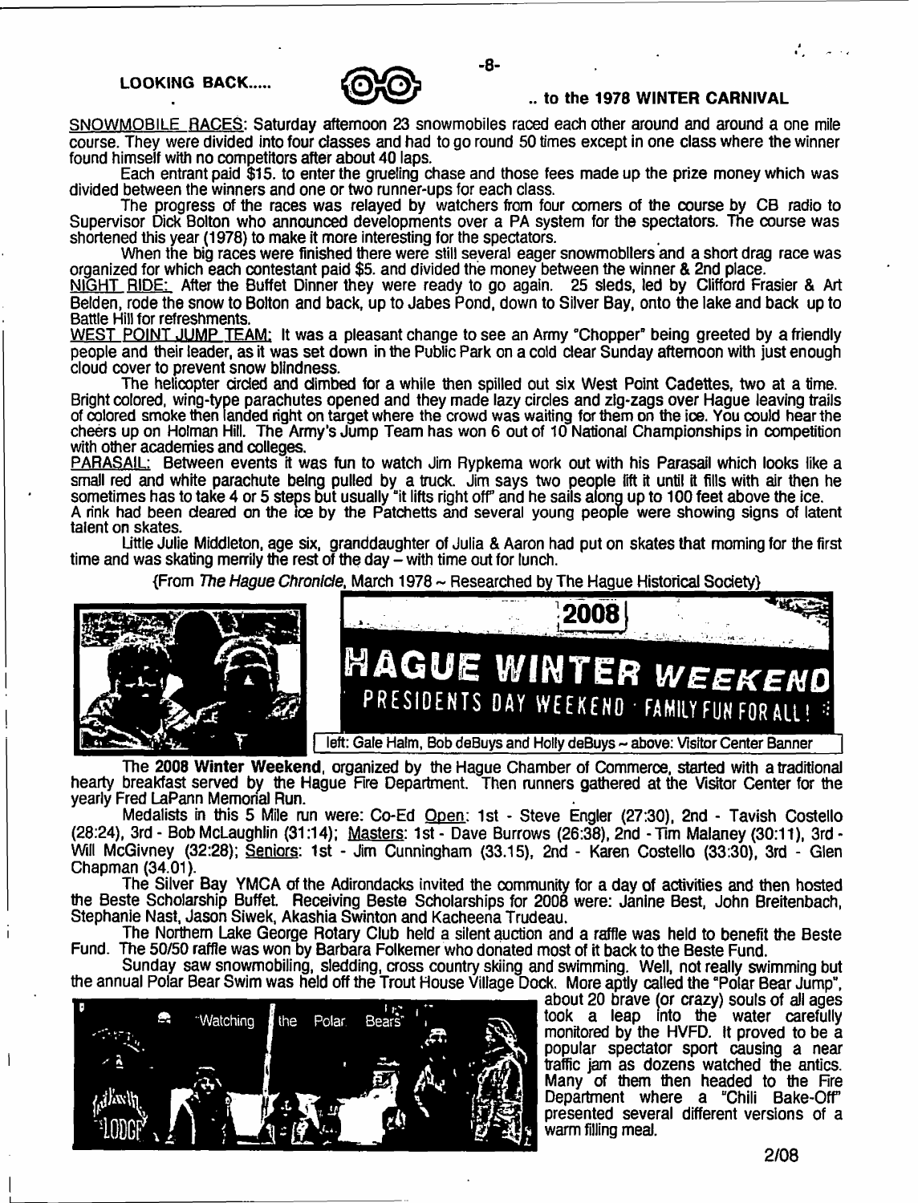## LOOKING BACK..... .. to the 1978 WINTER CARNIVAL

SNOWMOBILE RACES: Saturday afternoon 23 snowmobiles raced each other around and around a one mile course. They were divided into four classes and had to go round 50 times except in one class where the winner found himself with no competitors after about 40 laps.

Each entrant paid $15. to enter the grueling chase and those fees made up the prize money which was divided between the winners and one or two runner-ups for each class.

The progress of the races was relayed by watchers from four corners of the course by CB radio to Supervisor Dick Bolton who announced developments over a PA system for the spectators. The course was shortened this year (1978) to make it more interesting for the spectators.

When the big races were finished there were still several eager snowmobilers and a short drag race was organized for which each contestant paid $5. and divided the money between the winner & 2nd place.

NIGHT RIDE: After the Buffet Dinner they were ready to go again. 25 sleds, led by Clifford Frasier & Art Belden, rode the snow to Bolton and back, up to Jabes Pond, down to Silver Bay, onto the lake and back up to Battle Hill for refreshments.

WEST POINT JUMP TEAM: It was a pleasant change to see an Army "Chopper" being greeted by a friendly people and their leader, as it was set down in the Public Park on a cold clear Sunday afternoon with just enough cloud cover to prevent snow blindness.

The helicopter circled and climbed for a while then spilled out six West Point Cadettes, two at a time. Bright colored, wing-type parachutes opened and they made lazy circles and zig-zags over Hague leaving trails of colored smoke then landed right on target where the crowd was waiting for them on the ice. You could hear the cheers up on Holman Hill. The Army's Jump Team has won 6 out of 10 National Championships in competition with other academies and colleges.

PARASAIL: Between events it was fun to watch Jim Rypkema work out with his Parasail which looks like a small red and white parachute being pulled by a truck. Jim says two people lift it until it fills with air then he sometimes has to take 4 or 5 steps but usually "it lifts right off" and he sails along up to 100 feet above the ice.

A rink had been cleared on the ice by the Patchetts and several young people were showing signs of latent talent on skates.

Little Julie Middleton, age six, granddaughter of Julia & Aaron had put on skates that morning for the first time and was skating merrily the rest of the day – with time out for lunch.

{From *The Hague Chronicle*, March 1978 ~ Researched by The Hague Historical Society}

2008 HAGUE WINTER WEEKEND
PRESIDENTS DAY WEEKEND · FAMILY FUN FOR ALL!

left: Gale Halm, Bob deBuys and Holly deBuys ~ above: Visitor Center Banner

The **2008 Winter Weekend**, organized by the Hague Chamber of Commerce, started with a traditional hearty breakfast served by the Hague Fire Department. Then runners gathered at the Visitor Center for the yearly Fred LaPann Memorial Run.

Medalists in this 5 Mile run were: Co-Ed Open: 1st - Steve Engler (27:30), 2nd - Tavish Costello (28:24), 3rd - Bob McLaughlin (31:14); Masters: 1st - Dave Burrows (26:38), 2nd - Tim Malaney (30:11), 3rd - Will McGivney (32:28); Seniors: 1st - Jim Cunningham (33.15), 2nd - Karen Costello (33:30), 3rd - Glen Chapman (34.01).

The Silver Bay YMCA of the Adirondacks invited the community for a day of activities and then hosted the Beste Scholarship Buffet. Receiving Beste Scholarships for 2008 were: Janine Best, John Breitenbach, Stephanie Nast, Jason Siwek, Akashia Swinton and Kacheena Trudeau.

The Northern Lake George Rotary Club held a silent auction and a raffle was held to benefit the Beste Fund. The 50/50 raffle was won by Barbara Folkemer who donated most of it back to the Beste Fund.

Sunday saw snowmobiling, sledding, cross country skiing and swimming. Well, not really swimming but the annual Polar Bear Swim was held off the Trout House Village Dock. More aptly called the "Polar Bear Jump", about 20 brave (or crazy) souls of all ages took a leap into the water carefully monitored by the HVFD. It proved to be a popular spectator sport causing a near traffic jam as dozens watched the antics. Many of them then headed to the Fire Department where a "Chili Bake-Off" presented several different versions of a warm filling meal.

"Watching the Polar Bears"

2/08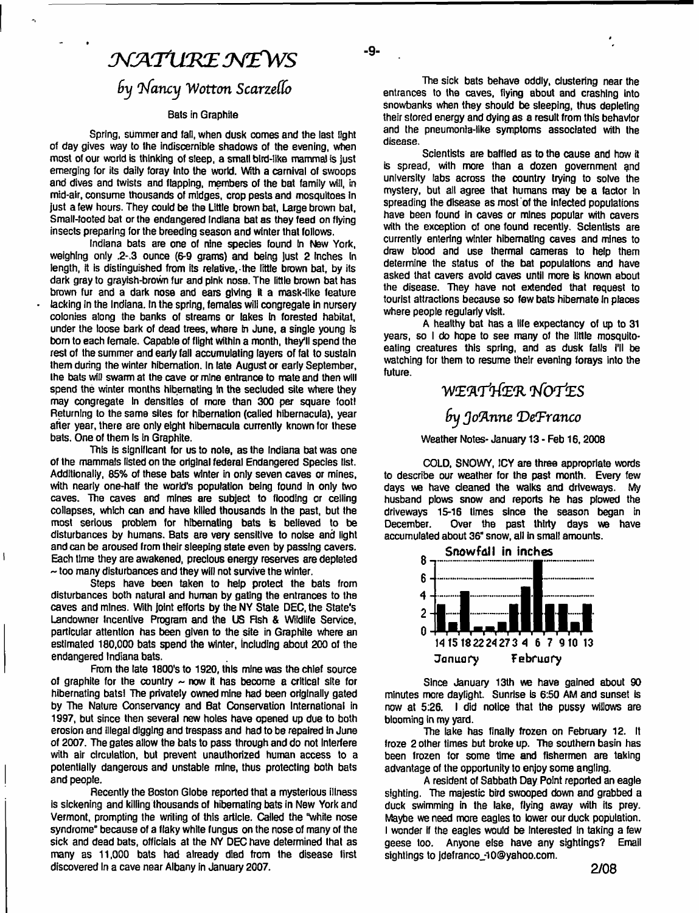# NATURE NEWS

## by Nancy Wotton Scarzello

### Bats in Graphite

Spring, summer and fall, when dusk comes and the last light of day gives way to the indiscernible shadows of the evening, when most of our world is thinking of sleep, a small bird-like mammal is just emerging for its daily foray into the world. With a carnival of swoops and dives and twists and flapping, members of the bat family will, in mid-air, consume thousands of midges, crop pests and mosquitoes in just a few hours. They could be the Little brown bat, Large brown bat, Small-footed bat or the endangered Indiana bat as they feed on flying insects preparing for the breeding season and winter that follows.

Indiana bats are one of nine species found in New York, weighing only .2-.3 ounce (6-9 grams) and being just 2 inches in length, it is distinguished from its relative, the little brown bat, by its dark gray to grayish-brown fur and pink nose. The little brown bat has brown fur and a dark nose and ears giving it a mask-like feature lacking in the Indiana. In the spring, females will congregate in nursery colonies along the banks of streams or lakes in forested habitat, under the loose bark of dead trees, where in June, a single young is born to each female. Capable of flight within a month, they'll spend the rest of the summer and early fall accumulating layers of fat to sustain them during the winter hibernation. In late August or early September, the bats will swarm at the cave or mine entrance to mate and then will spend the winter months hibernating in the secluded site where they may congregate in densities of more than 300 per square foot! Returning to the same sites for hibernation (called hibernacula), year after year, there are only eight hibernacula currently known for these bats. One of them is in Graphite.

This is significant for us to note, as the Indiana bat was one of the mammals listed on the original federal Endangered Species list. Additionally, 85% of these bats winter in only seven caves or mines, with nearly one-half the world's population being found in only two caves. The caves and mines are subject to flooding or ceiling collapses, which can and have killed thousands in the past, but the most serious problem for hibernating bats is believed to be disturbances by humans. Bats are very sensitive to noise and light and can be aroused from their sleeping state even by passing cavers. Each time they are awakened, precious energy reserves are depleted ~ too many disturbances and they will not survive the winter.

Steps have been taken to help protect the bats from disturbances both natural and human by gating the entrances to the caves and mines. With joint efforts by the NY State DEC, the State's Landowner Incentive Program and the US Fish & Wildlife Service, particular attention has been given to the site in Graphite where an estimated 180,000 bats spend the winter, including about 200 of the endangered Indiana bats.

From the late 1800's to 1920, this mine was the chief source of graphite for the country ~ now it has become a critical site for hibernating bats! The privately owned mine had been originally gated by The Nature Conservancy and Bat Conservation International in 1997, but since then several new holes have opened up due to both erosion and illegal digging and trespass and had to be repaired in June of 2007. The gates allow the bats to pass through and do not interfere with air circulation, but prevent unauthorized human access to a potentially dangerous and unstable mine, thus protecting both bats and people.

Recently the Boston Globe reported that a mysterious illness is sickening and killing thousands of hibernating bats in New York and Vermont, prompting the writing of this article. Called the "white nose syndrome" because of a flaky white fungus on the nose of many of the sick and dead bats, officials at the NY DEC have determined that as many as 11,000 bats had already died from the disease first discovered in a cave near Albany in January 2007.

The sick bats behave oddly, clustering near the entrances to the caves, flying about and crashing into snowbanks when they should be sleeping, thus depleting their stored energy and dying as a result from this behavior and the pneumonia-like symptoms associated with the disease.

Scientists are baffled as to the cause and how it is spread, with more than a dozen government and university labs across the country trying to solve the mystery, but all agree that humans may be a factor in spreading the disease as most of the infected populations have been found in caves or mines popular with cavers with the exception of one found recently. Scientists are currently entering winter hibernating caves and mines to draw blood and use thermal cameras to help them determine the status of the bat populations and have asked that cavers avoid caves until more is known about the disease. They have not extended that request to tourist attractions because so few bats hibernate in places where people regularly visit.

A healthy bat has a life expectancy of up to 31 years, so I do hope to see many of the little mosquito-eating creatures this spring, and as dusk falls I'll be watching for them to resume their evening forays into the future.

# WEATHER NOTES

## by JoAnne DeFranco

Weather Notes- January 13 - Feb 16, 2008

COLD, SNOWY, ICY are three appropriate words to describe our weather for the past month. Every few days we have cleaned the walks and driveways. My husband plows snow and reports he has plowed the driveways 15-16 times since the season began in December. Over the past thirty days we have accumulated about 36" snow, all in small amounts.

**Snowfall in inches**

| Date | Jan 14 | Jan 15 | Jan 18 | Jan 22 | Jan 24 | Jan 27 | Feb 3 | Feb 4 | Feb 6 | Feb 7 | Feb 9 | Feb 10 | Feb 13 |
|---|---|---|---|---|---|---|---|---|---|---|---|---|---|
| Snowfall (in) | ~2 | ~1 | ~4.5 | ~0.5 | ~0.5 | ~1 | ~3 | ~5 | ~8 | ~3 | ~3 | ~1 | ~3 |

Since January 13th we have gained about 90 minutes more daylight. Sunrise is 6:50 AM and sunset is now at 5:26. I did notice that the pussy willows are blooming in my yard.

The lake has finally frozen on February 12. It froze 2 other times but broke up. The southern basin has been frozen for some time and fishermen are taking advantage of the opportunity to enjoy some angling.

A resident of Sabbath Day Point reported an eagle sighting. The majestic bird swooped down and grabbed a duck swimming in the lake, flying away with its prey. Maybe we need more eagles to lower our duck population. I wonder if the eagles would be interested in taking a few geese too. Anyone else have any sightings? Email sightings to jdefranco_10@yahoo.com.

2/08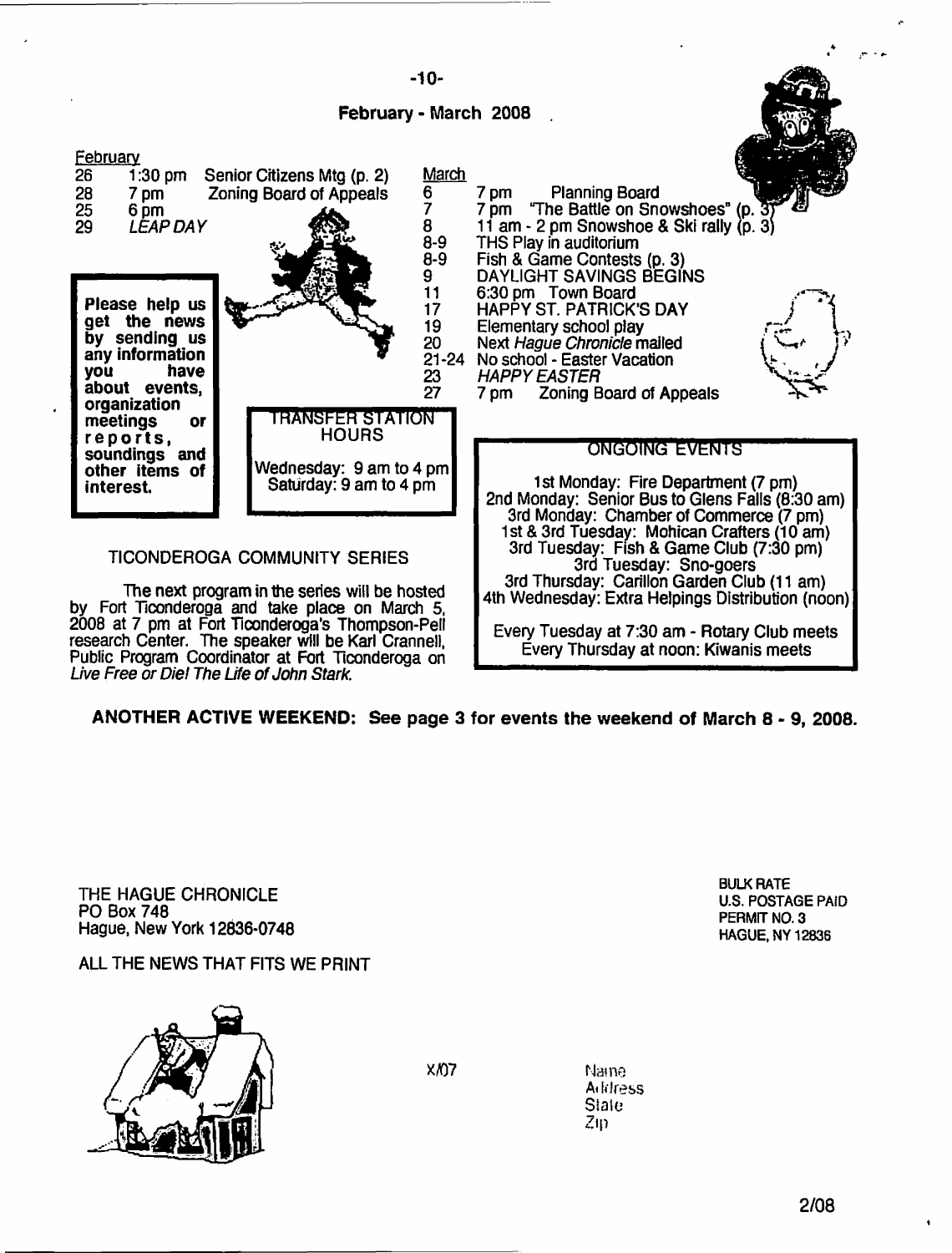## February - March 2008

**February**

| | | |
|---|---|---|
| 26 | 1:30 pm | Senior Citizens Mtg (p. 2) |
| 28 | 7 pm | Zoning Board of Appeals |
| 25 | 6 pm | |
| 29 | *LEAP DAY* | |

**March**

| | | |
|---|---|---|
| 6 | 7 pm | Planning Board |
| 7 | 7 pm | "The Battle on Snowshoes" (p. 3) |
| 8 | 11 am - 2 pm | Snowshoe & Ski rally (p. 3) |
| 8-9 | | THS Play in auditorium |
| 8-9 | | Fish & Game Contests (p. 3) |
| 9 | | DAYLIGHT SAVINGS BEGINS |
| 11 | 6:30 pm | Town Board |
| 17 | | HAPPY ST. PATRICK'S DAY |
| 19 | | Elementary school play |
| 20 | | Next *Hague Chronicle* mailed |
| 21-24 | | No school - Easter Vacation |
| 23 | | *HAPPY EASTER* |
| 27 | 7 pm | Zoning Board of Appeals |

**Please help us get the news by sending us any information you have about events, organization meetings or reports, soundings and other items of interest.**

### TRANSFER STATION HOURS

Wednesday: 9 am to 4 pm
Saturday: 9 am to 4 pm

### ONGOING EVENTS

1st Monday: Fire Department (7 pm)
2nd Monday: Senior Bus to Glens Falls (8:30 am)
3rd Monday: Chamber of Commerce (7 pm)
1st & 3rd Tuesday: Mohican Crafters (10 am)
3rd Tuesday: Fish & Game Club (7:30 pm)
3rd Tuesday: Sno-goers
3rd Thursday: Carillon Garden Club (11 am)
4th Wednesday: Extra Helpings Distribution (noon)

Every Tuesday at 7:30 am - Rotary Club meets
Every Thursday at noon: Kiwanis meets

### TICONDEROGA COMMUNITY SERIES

The next program in the series will be hosted by Fort Ticonderoga and take place on March 5, 2008 at 7 pm at Fort Ticonderoga's Thompson-Pell research Center. The speaker will be Karl Crannell, Public Program Coordinator at Fort Ticonderoga on *Live Free or Die! The Life of John Stark.*

**ANOTHER ACTIVE WEEKEND: See page 3 for events the weekend of March 8 - 9, 2008.**

THE HAGUE CHRONICLE
PO Box 748
Hague, New York 12836-0748

ALL THE NEWS THAT FITS WE PRINT

BULK RATE
U.S. POSTAGE PAID
PERMIT NO. 3
HAGUE, NY 12836

X/07

Name
Address
State
Zip

2/08